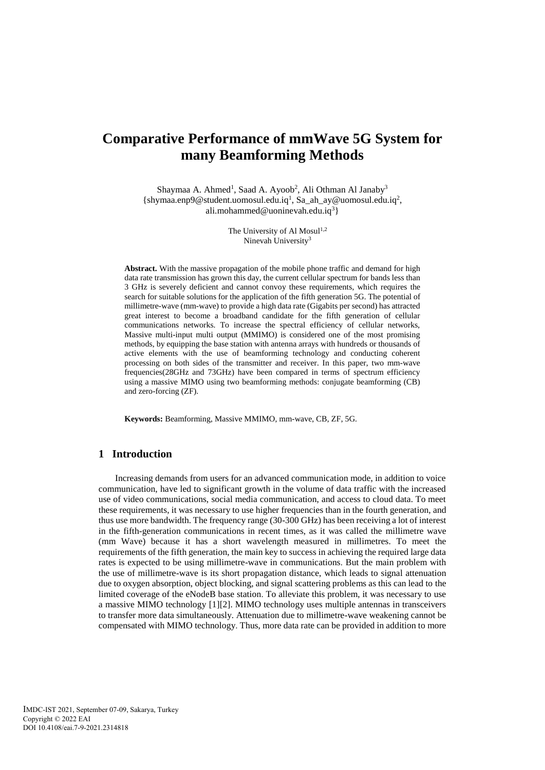# Comparative Performance of mmWave 5G System for many Beamforming Methods

Shaymaa A. Ahmed[1], Saad A. Ayoob[2], Ali Othman Al Janaby[3]
{shymaa.enp9@student.uomosul.edu.iq[1], Sa_ah_ay@uomosul.edu.iq[2], ali.mohammed@uoninevah.edu.iq[3]}

The University of Al Mosul[1,2]
Ninevah University[3]

**Abstract.** With the massive propagation of the mobile phone traffic and demand for high data rate transmission has grown this day, the current cellular spectrum for bands less than 3 GHz is severely deficient and cannot convoy these requirements, which requires the search for suitable solutions for the application of the fifth generation 5G. The potential of millimetre-wave (mm-wave) to provide a high data rate (Gigabits per second) has attracted great interest to become a broadband candidate for the fifth generation of cellular communications networks. To increase the spectral efficiency of cellular networks, Massive multi-input multi output (MMIMO) is considered one of the most promising methods, by equipping the base station with antenna arrays with hundreds or thousands of active elements with the use of beamforming technology and conducting coherent processing on both sides of the transmitter and receiver. In this paper, two mm-wave frequencies(28GHz and 73GHz) have been compared in terms of spectrum efficiency using a massive MIMO using two beamforming methods: conjugate beamforming (CB) and zero-forcing (ZF).

**Keywords:** Beamforming, Massive MMIMO, mm-wave, CB, ZF, 5G.

## 1 Introduction

Increasing demands from users for an advanced communication mode, in addition to voice communication, have led to significant growth in the volume of data traffic with the increased use of video communications, social media communication, and access to cloud data. To meet these requirements, it was necessary to use higher frequencies than in the fourth generation, and thus use more bandwidth. The frequency range (30-300 GHz) has been receiving a lot of interest in the fifth-generation communications in recent times, as it was called the millimetre wave (mm Wave) because it has a short wavelength measured in millimetres. To meet the requirements of the fifth generation, the main key to success in achieving the required large data rates is expected to be using millimetre-wave in communications. But the main problem with the use of millimetre-wave is its short propagation distance, which leads to signal attenuation due to oxygen absorption, object blocking, and signal scattering problems as this can lead to the limited coverage of the eNodeB base station. To alleviate this problem, it was necessary to use a massive MIMO technology [1][2]. MIMO technology uses multiple antennas in transceivers to transfer more data simultaneously. Attenuation due to millimetre-wave weakening cannot be compensated with MIMO technology. Thus, more data rate can be provided in addition to more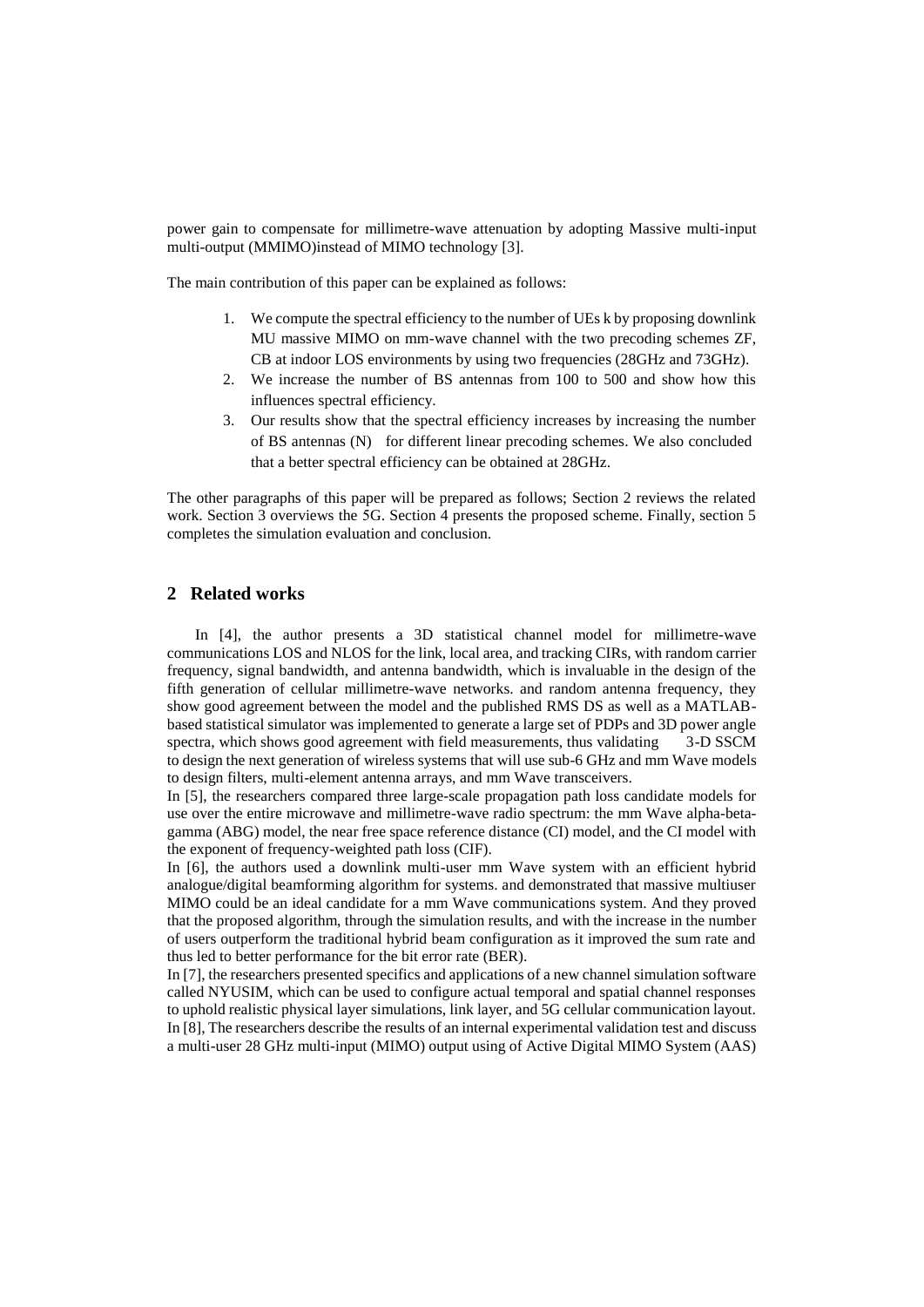power gain to compensate for millimetre-wave attenuation by adopting Massive multi-input multi-output (MMIMO)instead of MIMO technology [3].

The main contribution of this paper can be explained as follows:

1. We compute the spectral efficiency to the number of UEs k by proposing downlink MU massive MIMO on mm-wave channel with the two precoding schemes ZF, CB at indoor LOS environments by using two frequencies (28GHz and 73GHz).
2. We increase the number of BS antennas from 100 to 500 and show how this influences spectral efficiency.
3. Our results show that the spectral efficiency increases by increasing the number of BS antennas (N) for different linear precoding schemes. We also concluded that a better spectral efficiency can be obtained at 28GHz.

The other paragraphs of this paper will be prepared as follows; Section 2 reviews the related work. Section 3 overviews the 5G. Section 4 presents the proposed scheme. Finally, section 5 completes the simulation evaluation and conclusion.

## 2 Related works

In [4], the author presents a 3D statistical channel model for millimetre-wave communications LOS and NLOS for the link, local area, and tracking CIRs, with random carrier frequency, signal bandwidth, and antenna bandwidth, which is invaluable in the design of the fifth generation of cellular millimetre-wave networks. and random antenna frequency, they show good agreement between the model and the published RMS DS as well as a MATLAB-based statistical simulator was implemented to generate a large set of PDPs and 3D power angle spectra, which shows good agreement with field measurements, thus validating 3-D SSCM to design the next generation of wireless systems that will use sub-6 GHz and mm Wave models to design filters, multi-element antenna arrays, and mm Wave transceivers.

In [5], the researchers compared three large-scale propagation path loss candidate models for use over the entire microwave and millimetre-wave radio spectrum: the mm Wave alpha-beta-gamma (ABG) model, the near free space reference distance (CI) model, and the CI model with the exponent of frequency-weighted path loss (CIF).

In [6], the authors used a downlink multi-user mm Wave system with an efficient hybrid analogue/digital beamforming algorithm for systems. and demonstrated that massive multiuser MIMO could be an ideal candidate for a mm Wave communications system. And they proved that the proposed algorithm, through the simulation results, and with the increase in the number of users outperform the traditional hybrid beam configuration as it improved the sum rate and thus led to better performance for the bit error rate (BER).

In [7], the researchers presented specifics and applications of a new channel simulation software called NYUSIM, which can be used to configure actual temporal and spatial channel responses to uphold realistic physical layer simulations, link layer, and 5G cellular communication layout.

In [8], The researchers describe the results of an internal experimental validation test and discuss a multi-user 28 GHz multi-input (MIMO) output using of Active Digital MIMO System (AAS)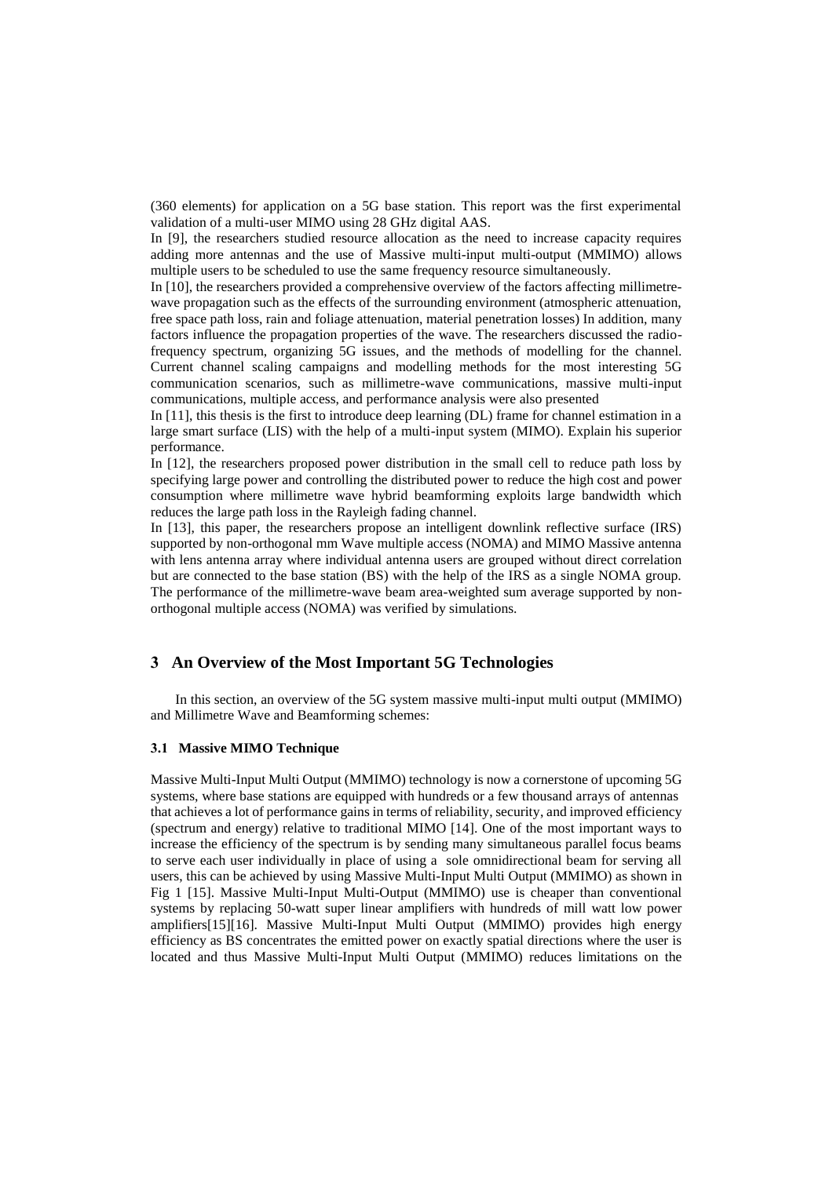(360 elements) for application on a 5G base station. This report was the first experimental validation of a multi-user MIMO using 28 GHz digital AAS.

In [9], the researchers studied resource allocation as the need to increase capacity requires adding more antennas and the use of Massive multi-input multi-output (MMIMO) allows multiple users to be scheduled to use the same frequency resource simultaneously.

In [10], the researchers provided a comprehensive overview of the factors affecting millimetre-wave propagation such as the effects of the surrounding environment (atmospheric attenuation, free space path loss, rain and foliage attenuation, material penetration losses) In addition, many factors influence the propagation properties of the wave. The researchers discussed the radio-frequency spectrum, organizing 5G issues, and the methods of modelling for the channel. Current channel scaling campaigns and modelling methods for the most interesting 5G communication scenarios, such as millimetre-wave communications, massive multi-input communications, multiple access, and performance analysis were also presented

In [11], this thesis is the first to introduce deep learning (DL) frame for channel estimation in a large smart surface (LIS) with the help of a multi-input system (MIMO). Explain his superior performance.

In [12], the researchers proposed power distribution in the small cell to reduce path loss by specifying large power and controlling the distributed power to reduce the high cost and power consumption where millimetre wave hybrid beamforming exploits large bandwidth which reduces the large path loss in the Rayleigh fading channel.

In [13], this paper, the researchers propose an intelligent downlink reflective surface (IRS) supported by non-orthogonal mm Wave multiple access (NOMA) and MIMO Massive antenna with lens antenna array where individual antenna users are grouped without direct correlation but are connected to the base station (BS) with the help of the IRS as a single NOMA group. The performance of the millimetre-wave beam area-weighted sum average supported by non-orthogonal multiple access (NOMA) was verified by simulations.

## 3 An Overview of the Most Important 5G Technologies

In this section, an overview of the 5G system massive multi-input multi output (MMIMO) and Millimetre Wave and Beamforming schemes:

### 3.1 Massive MIMO Technique

Massive Multi-Input Multi Output (MMIMO) technology is now a cornerstone of upcoming 5G systems, where base stations are equipped with hundreds or a few thousand arrays of antennas that achieves a lot of performance gains in terms of reliability, security, and improved efficiency (spectrum and energy) relative to traditional MIMO [14]. One of the most important ways to increase the efficiency of the spectrum is by sending many simultaneous parallel focus beams to serve each user individually in place of using a sole omnidirectional beam for serving all users, this can be achieved by using Massive Multi-Input Multi Output (MMIMO) as shown in Fig 1 [15]. Massive Multi-Input Multi-Output (MMIMO) use is cheaper than conventional systems by replacing 50-watt super linear amplifiers with hundreds of mill watt low power amplifiers[15][16]. Massive Multi-Input Multi Output (MMIMO) provides high energy efficiency as BS concentrates the emitted power on exactly spatial directions where the user is located and thus Massive Multi-Input Multi Output (MMIMO) reduces limitations on the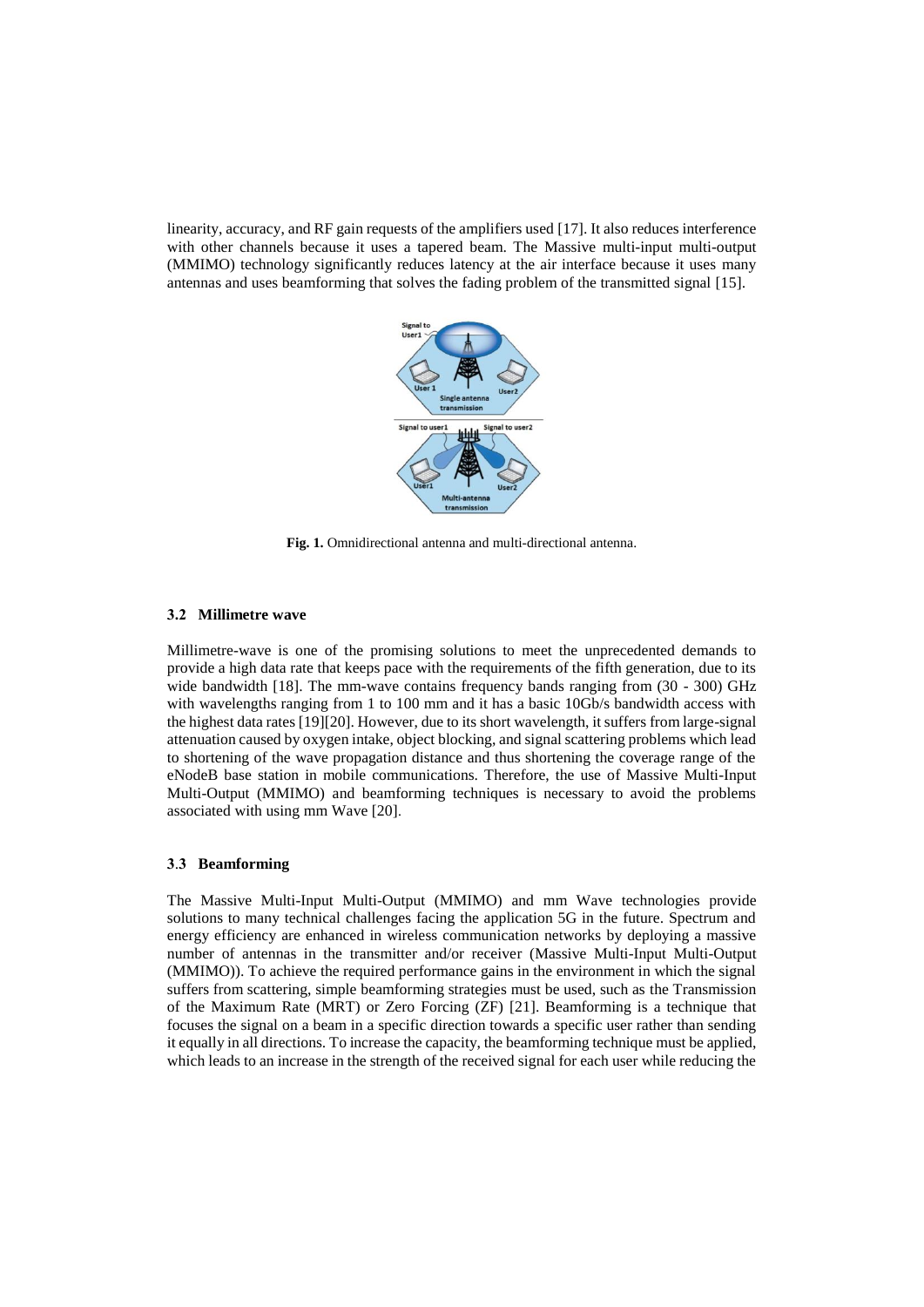linearity, accuracy, and RF gain requests of the amplifiers used [17]. It also reduces interference with other channels because it uses a tapered beam. The Massive multi-input multi-output (MMIMO) technology significantly reduces latency at the air interface because it uses many antennas and uses beamforming that solves the fading problem of the transmitted signal [15].

**Fig. 1.** Omnidirectional antenna and multi-directional antenna.

### 3.2 Millimetre wave

Millimetre-wave is one of the promising solutions to meet the unprecedented demands to provide a high data rate that keeps pace with the requirements of the fifth generation, due to its wide bandwidth [18]. The mm-wave contains frequency bands ranging from (30 - 300) GHz with wavelengths ranging from 1 to 100 mm and it has a basic 10Gb/s bandwidth access with the highest data rates [19][20]. However, due to its short wavelength, it suffers from large-signal attenuation caused by oxygen intake, object blocking, and signal scattering problems which lead to shortening of the wave propagation distance and thus shortening the coverage range of the eNodeB base station in mobile communications. Therefore, the use of Massive Multi-Input Multi-Output (MMIMO) and beamforming techniques is necessary to avoid the problems associated with using mm Wave [20].

### 3.3 Beamforming

The Massive Multi-Input Multi-Output (MMIMO) and mm Wave technologies provide solutions to many technical challenges facing the application 5G in the future. Spectrum and energy efficiency are enhanced in wireless communication networks by deploying a massive number of antennas in the transmitter and/or receiver (Massive Multi-Input Multi-Output (MMIMO)). To achieve the required performance gains in the environment in which the signal suffers from scattering, simple beamforming strategies must be used, such as the Transmission of the Maximum Rate (MRT) or Zero Forcing (ZF) [21]. Beamforming is a technique that focuses the signal on a beam in a specific direction towards a specific user rather than sending it equally in all directions. To increase the capacity, the beamforming technique must be applied, which leads to an increase in the strength of the received signal for each user while reducing the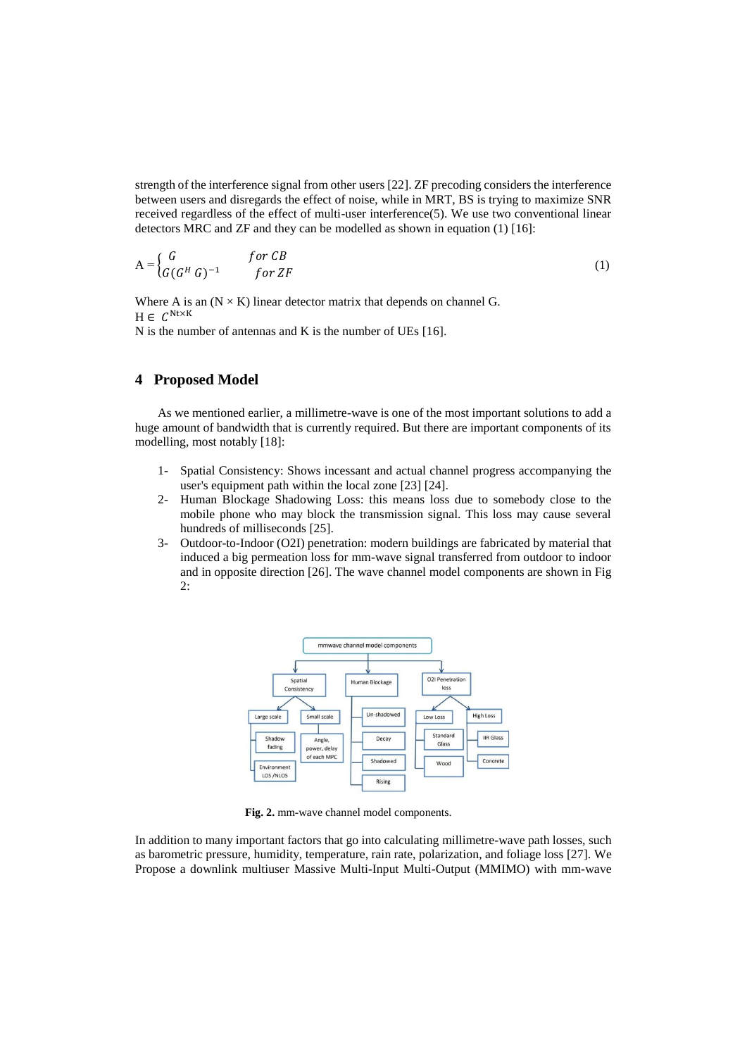strength of the interference signal from other users [22]. ZF precoding considers the interference between users and disregards the effect of noise, while in MRT, BS is trying to maximize SNR received regardless of the effect of multi-user interference(5). We use two conventional linear detectors MRC and ZF and they can be modelled as shown in equation (1) [16]:

$$A = \begin{cases} G & for\ CB \\ G(G^H G)^{-1} & for\ ZF \end{cases} \tag{1}$$

Where A is an (N × K) linear detector matrix that depends on channel G.
$H \in C^{Nt \times K}$
N is the number of antennas and K is the number of UEs [16].

## 4 Proposed Model

As we mentioned earlier, a millimetre-wave is one of the most important solutions to add a huge amount of bandwidth that is currently required. But there are important components of its modelling, most notably [18]:

1- Spatial Consistency: Shows incessant and actual channel progress accompanying the user's equipment path within the local zone [23] [24].
2- Human Blockage Shadowing Loss: this means loss due to somebody close to the mobile phone who may block the transmission signal. This loss may cause several hundreds of milliseconds [25].
3- Outdoor-to-Indoor (O2I) penetration: modern buildings are fabricated by material that induced a big permeation loss for mm-wave signal transferred from outdoor to indoor and in opposite direction [26]. The wave channel model components are shown in Fig 2:

mmwave channel model components
- Spatial Consistency
  - Large scale
    - Shadow fading
    - Environment LOS /NLOS
  - Small scale
    - Angle, power, delay of each MPC
- Human Blockage
  - Un-shadowed
  - Decay
  - Shadowed
  - Rising
- O2I Penetration loss
  - Low Loss
    - Standard Glass
    - Wood
  - High Loss
    - IIR Glass
    - Concrete

**Fig. 2.** mm-wave channel model components.

In addition to many important factors that go into calculating millimetre-wave path losses, such as barometric pressure, humidity, temperature, rain rate, polarization, and foliage loss [27]. We Propose a downlink multiuser Massive Multi-Input Multi-Output (MMIMO) with mm-wave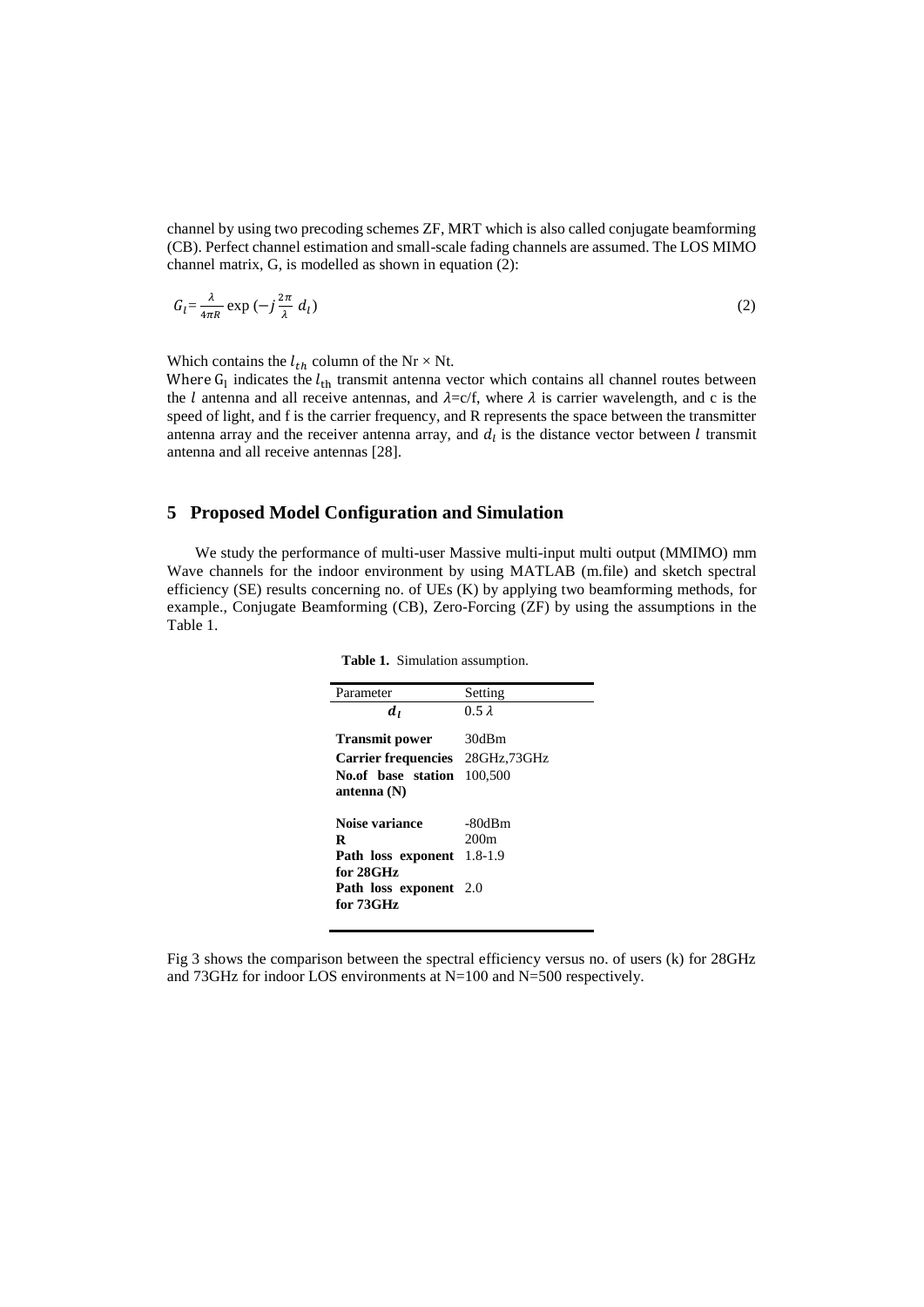channel by using two precoding schemes ZF, MRT which is also called conjugate beamforming (CB). Perfect channel estimation and small-scale fading channels are assumed. The LOS MIMO channel matrix, G, is modelled as shown in equation (2):

$$G_l = \frac{\lambda}{4\pi R} \exp\left(-j\frac{2\pi}{\lambda}\, d_l\right) \tag{2}$$

Which contains the $l_{th}$ column of the Nr × Nt.

Where $G_l$ indicates the $l_{th}$ transmit antenna vector which contains all channel routes between the $l$ antenna and all receive antennas, and $\lambda$=c/f, where $\lambda$ is carrier wavelength, and c is the speed of light, and f is the carrier frequency, and R represents the space between the transmitter antenna array and the receiver antenna array, and $d_l$ is the distance vector between $l$ transmit antenna and all receive antennas [28].

## 5 Proposed Model Configuration and Simulation

We study the performance of multi-user Massive multi-input multi output (MMIMO) mm Wave channels for the indoor environment by using MATLAB (m.file) and sketch spectral efficiency (SE) results concerning no. of UEs (K) by applying two beamforming methods, for example., Conjugate Beamforming (CB), Zero-Forcing (ZF) by using the assumptions in the Table 1.

**Table 1.** Simulation assumption.

| Parameter | Setting |
|---|---|
| $d_l$ | $0.5\,\lambda$ |
| **Transmit power** | 30dBm |
| **Carrier frequencies** | 28GHz,73GHz |
| **No.of base station antenna (N)** | 100,500 |
| **Noise variance** | -80dBm |
| **R** | 200m |
| **Path loss exponent for 28GHz** | 1.8-1.9 |
| **Path loss exponent for 73GHz** | 2.0 |

Fig 3 shows the comparison between the spectral efficiency versus no. of users (k) for 28GHz and 73GHz for indoor LOS environments at N=100 and N=500 respectively.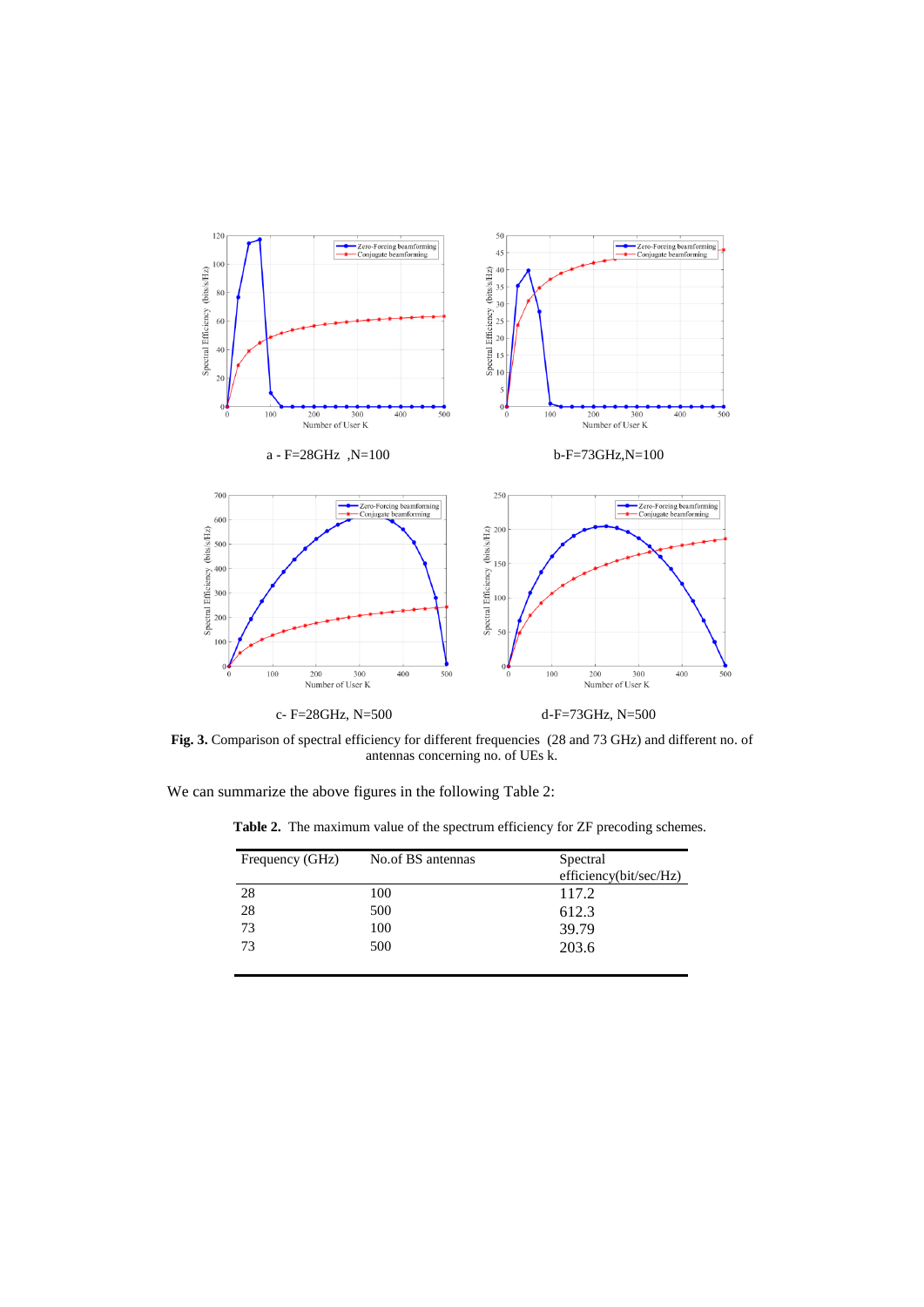a - F=28GHz ,N=100

b-F=73GHz,N=100

c- F=28GHz, N=500

d-F=73GHz, N=500

**Fig. 3.** Comparison of spectral efficiency for different frequencies (28 and 73 GHz) and different no. of antennas concerning no. of UEs k.

We can summarize the above figures in the following Table 2:

**Table 2.** The maximum value of the spectrum efficiency for ZF precoding schemes.

| Frequency (GHz) | No.of BS antennas | Spectral efficiency(bit/sec/Hz) |
|---|---|---|
| 28 | 100 | 117.2 |
| 28 | 500 | 612.3 |
| 73 | 100 | 39.79 |
| 73 | 500 | 203.6 |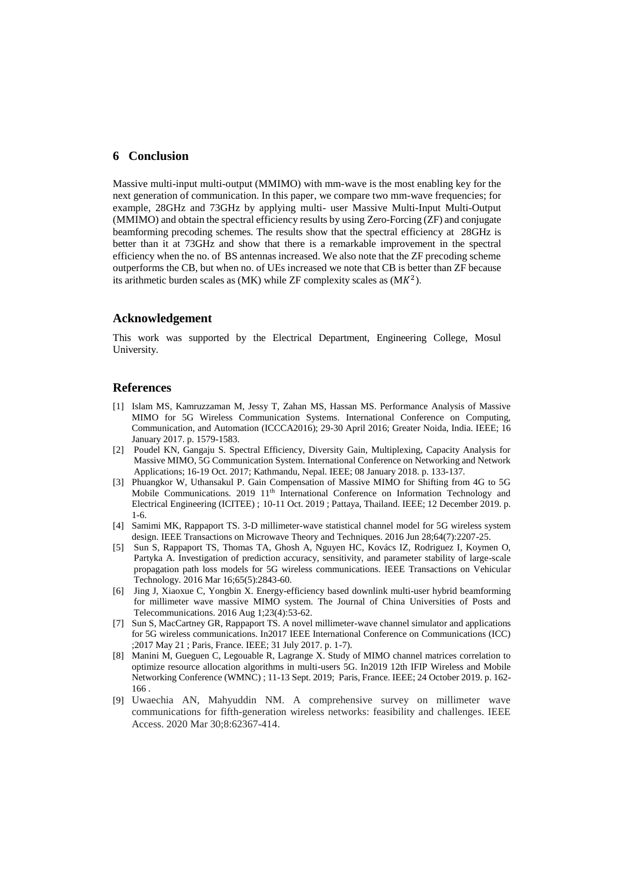## 6 Conclusion

Massive multi-input multi-output (MMIMO) with mm-wave is the most enabling key for the next generation of communication. In this paper, we compare two mm-wave frequencies; for example, 28GHz and 73GHz by applying multi- user Massive Multi-Input Multi-Output (MMIMO) and obtain the spectral efficiency results by using Zero-Forcing (ZF) and conjugate beamforming precoding schemes. The results show that the spectral efficiency at 28GHz is better than it at 73GHz and show that there is a remarkable improvement in the spectral efficiency when the no. of BS antennas increased. We also note that the ZF precoding scheme outperforms the CB, but when no. of UEs increased we note that CB is better than ZF because its arithmetic burden scales as (MK) while ZF complexity scales as ($MK^2$).

## Acknowledgement

This work was supported by the Electrical Department, Engineering College, Mosul University.

## References

[1] Islam MS, Kamruzzaman M, Jessy T, Zahan MS, Hassan MS. Performance Analysis of Massive MIMO for 5G Wireless Communication Systems. International Conference on Computing, Communication, and Automation (ICCCA2016); 29-30 April 2016; Greater Noida, India. IEEE; 16 January 2017. p. 1579-1583.

[2] Poudel KN, Gangaju S. Spectral Efficiency, Diversity Gain, Multiplexing, Capacity Analysis for Massive MIMO, 5G Communication System. International Conference on Networking and Network Applications; 16-19 Oct. 2017; Kathmandu, Nepal. IEEE; 08 January 2018. p. 133-137.

[3] Phuangkor W, Uthansakul P. Gain Compensation of Massive MIMO for Shifting from 4G to 5G Mobile Communications. 2019 11th International Conference on Information Technology and Electrical Engineering (ICITEE) ; 10-11 Oct. 2019 ; Pattaya, Thailand. IEEE; 12 December 2019. p. 1-6.

[4] Samimi MK, Rappaport TS. 3-D millimeter-wave statistical channel model for 5G wireless system design. IEEE Transactions on Microwave Theory and Techniques. 2016 Jun 28;64(7):2207-25.

[5] Sun S, Rappaport TS, Thomas TA, Ghosh A, Nguyen HC, Kovács IZ, Rodriguez I, Koymen O, Partyka A. Investigation of prediction accuracy, sensitivity, and parameter stability of large-scale propagation path loss models for 5G wireless communications. IEEE Transactions on Vehicular Technology. 2016 Mar 16;65(5):2843-60.

[6] Jing J, Xiaoxue C, Yongbin X. Energy-efficiency based downlink multi-user hybrid beamforming for millimeter wave massive MIMO system. The Journal of China Universities of Posts and Telecommunications. 2016 Aug 1;23(4):53-62.

[7] Sun S, MacCartney GR, Rappaport TS. A novel millimeter-wave channel simulator and applications for 5G wireless communications. In2017 IEEE International Conference on Communications (ICC) ;2017 May 21 ; Paris, France. IEEE; 31 July 2017. p. 1-7).

[8] Manini M, Gueguen C, Legouable R, Lagrange X. Study of MIMO channel matrices correlation to optimize resource allocation algorithms in multi-users 5G. In2019 12th IFIP Wireless and Mobile Networking Conference (WMNC) ; 11-13 Sept. 2019; Paris, France. IEEE; 24 October 2019. p. 162-166 .

[9] Uwaechia AN, Mahyuddin NM. A comprehensive survey on millimeter wave communications for fifth-generation wireless networks: feasibility and challenges. IEEE Access. 2020 Mar 30;8:62367-414.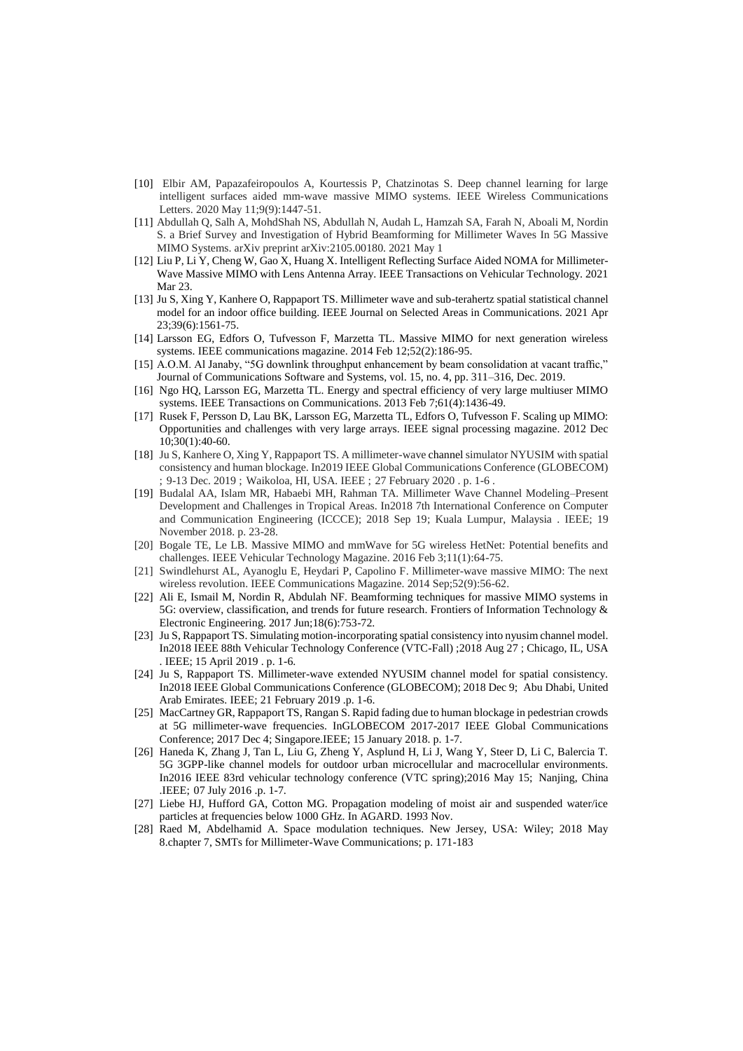[10] Elbir AM, Papazafeiropoulos A, Kourtessis P, Chatzinotas S. Deep channel learning for large intelligent surfaces aided mm-wave massive MIMO systems. IEEE Wireless Communications Letters. 2020 May 11;9(9):1447-51.

[11] Abdullah Q, Salh A, MohdShah NS, Abdullah N, Audah L, Hamzah SA, Farah N, Aboali M, Nordin S. a Brief Survey and Investigation of Hybrid Beamforming for Millimeter Waves In 5G Massive MIMO Systems. arXiv preprint arXiv:2105.00180. 2021 May 1

[12] Liu P, Li Y, Cheng W, Gao X, Huang X. Intelligent Reflecting Surface Aided NOMA for Millimeter-Wave Massive MIMO with Lens Antenna Array. IEEE Transactions on Vehicular Technology. 2021 Mar 23.

[13] Ju S, Xing Y, Kanhere O, Rappaport TS. Millimeter wave and sub-terahertz spatial statistical channel model for an indoor office building. IEEE Journal on Selected Areas in Communications. 2021 Apr 23;39(6):1561-75.

[14] Larsson EG, Edfors O, Tufvesson F, Marzetta TL. Massive MIMO for next generation wireless systems. IEEE communications magazine. 2014 Feb 12;52(2):186-95.

[15] A.O.M. Al Janaby, "5G downlink throughput enhancement by beam consolidation at vacant traffic," Journal of Communications Software and Systems, vol. 15, no. 4, pp. 311–316, Dec. 2019.

[16] Ngo HQ, Larsson EG, Marzetta TL. Energy and spectral efficiency of very large multiuser MIMO systems. IEEE Transactions on Communications. 2013 Feb 7;61(4):1436-49.

[17] Rusek F, Persson D, Lau BK, Larsson EG, Marzetta TL, Edfors O, Tufvesson F. Scaling up MIMO: Opportunities and challenges with very large arrays. IEEE signal processing magazine. 2012 Dec 10;30(1):40-60.

[18] Ju S, Kanhere O, Xing Y, Rappaport TS. A millimeter-wave channel simulator NYUSIM with spatial consistency and human blockage. In2019 IEEE Global Communications Conference (GLOBECOM) ; 9-13 Dec. 2019 ; Waikoloa, HI, USA. IEEE ; 27 February 2020 . p. 1-6 .

[19] Budalal AA, Islam MR, Habaebi MH, Rahman TA. Millimeter Wave Channel Modeling–Present Development and Challenges in Tropical Areas. In2018 7th International Conference on Computer and Communication Engineering (ICCCE); 2018 Sep 19; Kuala Lumpur, Malaysia . IEEE; 19 November 2018. p. 23-28.

[20] Bogale TE, Le LB. Massive MIMO and mmWave for 5G wireless HetNet: Potential benefits and challenges. IEEE Vehicular Technology Magazine. 2016 Feb 3;11(1):64-75.

[21] Swindlehurst AL, Ayanoglu E, Heydari P, Capolino F. Millimeter-wave massive MIMO: The next wireless revolution. IEEE Communications Magazine. 2014 Sep;52(9):56-62.

[22] Ali E, Ismail M, Nordin R, Abdulah NF. Beamforming techniques for massive MIMO systems in 5G: overview, classification, and trends for future research. Frontiers of Information Technology & Electronic Engineering. 2017 Jun;18(6):753-72.

[23] Ju S, Rappaport TS. Simulating motion-incorporating spatial consistency into nyusim channel model. In2018 IEEE 88th Vehicular Technology Conference (VTC-Fall) ;2018 Aug 27 ; Chicago, IL, USA . IEEE; 15 April 2019 . p. 1-6.

[24] Ju S, Rappaport TS. Millimeter-wave extended NYUSIM channel model for spatial consistency. In2018 IEEE Global Communications Conference (GLOBECOM); 2018 Dec 9; Abu Dhabi, United Arab Emirates. IEEE; 21 February 2019 .p. 1-6.

[25] MacCartney GR, Rappaport TS, Rangan S. Rapid fading due to human blockage in pedestrian crowds at 5G millimeter-wave frequencies. InGLOBECOM 2017-2017 IEEE Global Communications Conference; 2017 Dec 4; Singapore.IEEE; 15 January 2018. p. 1-7.

[26] Haneda K, Zhang J, Tan L, Liu G, Zheng Y, Asplund H, Li J, Wang Y, Steer D, Li C, Balercia T. 5G 3GPP-like channel models for outdoor urban microcellular and macrocellular environments. In2016 IEEE 83rd vehicular technology conference (VTC spring);2016 May 15; Nanjing, China .IEEE; 07 July 2016 .p. 1-7.

[27] Liebe HJ, Hufford GA, Cotton MG. Propagation modeling of moist air and suspended water/ice particles at frequencies below 1000 GHz. In AGARD. 1993 Nov.

[28] Raed M, Abdelhamid A. Space modulation techniques. New Jersey, USA: Wiley; 2018 May 8.chapter 7, SMTs for Millimeter-Wave Communications; p. 171-183